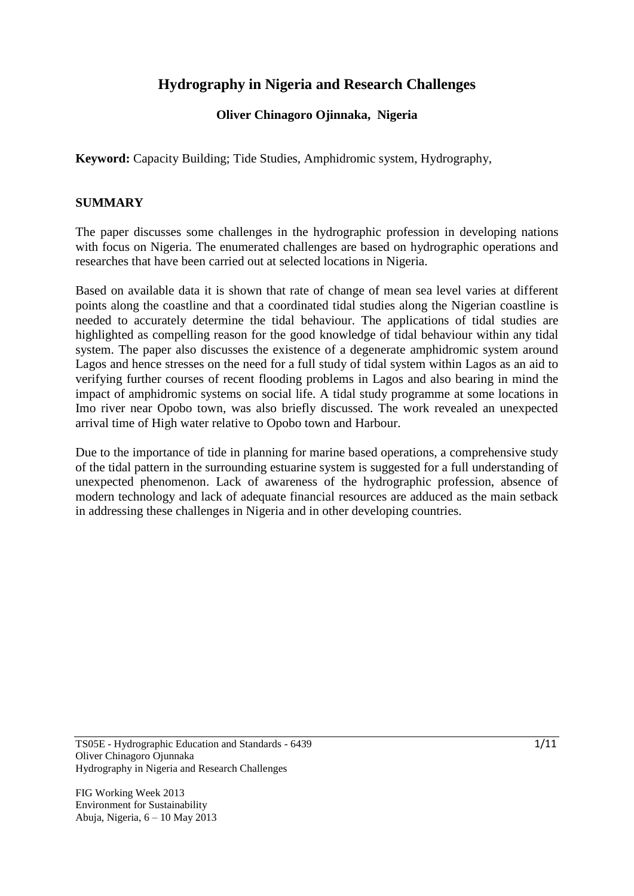# Hydrography in Nigeria and Research Challenges

**Oliver Chinagoro Ojinnaka, Nigeria**

**Keyword:** Capacity Building; Tide Studies, Amphidromic system, Hydrography,

## SUMMARY

The paper discusses some challenges in the hydrographic profession in developing nations with focus on Nigeria. The enumerated challenges are based on hydrographic operations and researches that have been carried out at selected locations in Nigeria.

Based on available data it is shown that rate of change of mean sea level varies at different points along the coastline and that a coordinated tidal studies along the Nigerian coastline is needed to accurately determine the tidal behaviour. The applications of tidal studies are highlighted as compelling reason for the good knowledge of tidal behaviour within any tidal system. The paper also discusses the existence of a degenerate amphidromic system around Lagos and hence stresses on the need for a full study of tidal system within Lagos as an aid to verifying further courses of recent flooding problems in Lagos and also bearing in mind the impact of amphidromic systems on social life. A tidal study programme at some locations in Imo river near Opobo town, was also briefly discussed. The work revealed an unexpected arrival time of High water relative to Opobo town and Harbour.

Due to the importance of tide in planning for marine based operations, a comprehensive study of the tidal pattern in the surrounding estuarine system is suggested for a full understanding of unexpected phenomenon. Lack of awareness of the hydrographic profession, absence of modern technology and lack of adequate financial resources are adduced as the main setback in addressing these challenges in Nigeria and in other developing countries.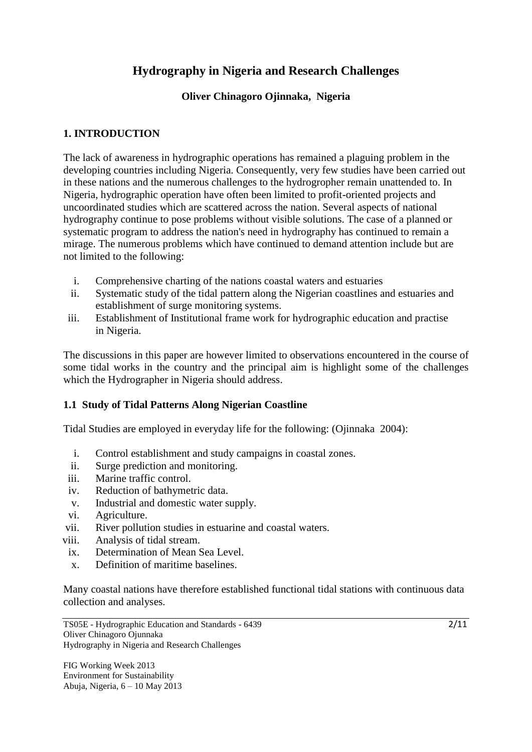# Hydrography in Nigeria and Research Challenges

**Oliver Chinagoro Ojinnaka, Nigeria**

## 1. INTRODUCTION

The lack of awareness in hydrographic operations has remained a plaguing problem in the developing countries including Nigeria. Consequently, very few studies have been carried out in these nations and the numerous challenges to the hydrogropher remain unattended to. In Nigeria, hydrographic operation have often been limited to profit-oriented projects and uncoordinated studies which are scattered across the nation. Several aspects of national hydrography continue to pose problems without visible solutions. The case of a planned or systematic program to address the nation's need in hydrography has continued to remain a mirage. The numerous problems which have continued to demand attention include but are not limited to the following:

i. Comprehensive charting of the nations coastal waters and estuaries
ii. Systematic study of the tidal pattern along the Nigerian coastlines and estuaries and establishment of surge monitoring systems.
iii. Establishment of Institutional frame work for hydrographic education and practise in Nigeria.

The discussions in this paper are however limited to observations encountered in the course of some tidal works in the country and the principal aim is highlight some of the challenges which the Hydrographer in Nigeria should address.

### 1.1 Study of Tidal Patterns Along Nigerian Coastline

Tidal Studies are employed in everyday life for the following: (Ojinnaka 2004):

i. Control establishment and study campaigns in coastal zones.
ii. Surge prediction and monitoring.
iii. Marine traffic control.
iv. Reduction of bathymetric data.
v. Industrial and domestic water supply.
vi. Agriculture.
vii. River pollution studies in estuarine and coastal waters.
viii. Analysis of tidal stream.
ix. Determination of Mean Sea Level.
x. Definition of maritime baselines.

Many coastal nations have therefore established functional tidal stations with continuous data collection and analyses.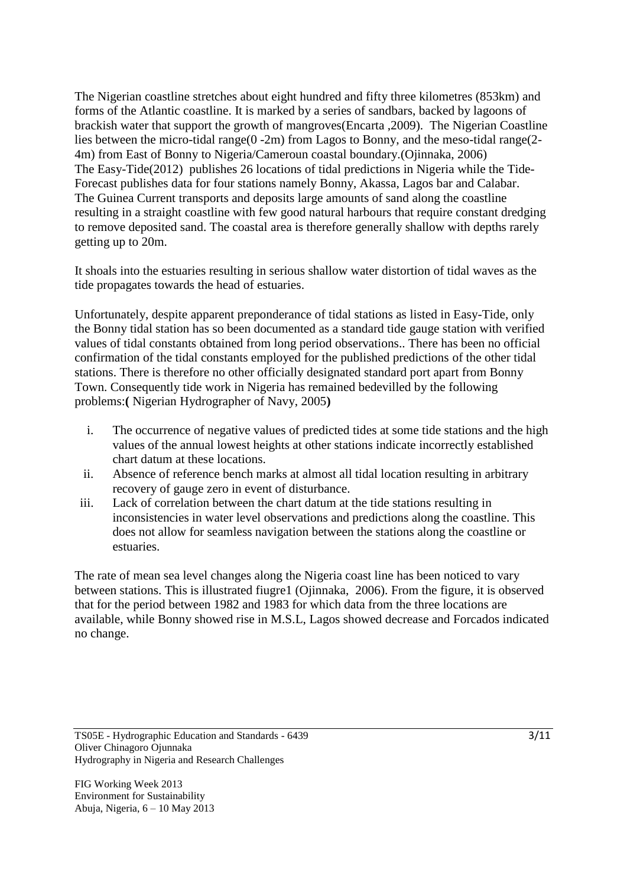The Nigerian coastline stretches about eight hundred and fifty three kilometres (853km) and forms of the Atlantic coastline. It is marked by a series of sandbars, backed by lagoons of brackish water that support the growth of mangroves(Encarta ,2009). The Nigerian Coastline lies between the micro-tidal range(0 -2m) from Lagos to Bonny, and the meso-tidal range(2-4m) from East of Bonny to Nigeria/Cameroun coastal boundary.(Ojinnaka, 2006) The Easy-Tide(2012) publishes 26 locations of tidal predictions in Nigeria while the Tide-Forecast publishes data for four stations namely Bonny, Akassa, Lagos bar and Calabar. The Guinea Current transports and deposits large amounts of sand along the coastline resulting in a straight coastline with few good natural harbours that require constant dredging to remove deposited sand. The coastal area is therefore generally shallow with depths rarely getting up to 20m.

It shoals into the estuaries resulting in serious shallow water distortion of tidal waves as the tide propagates towards the head of estuaries.

Unfortunately, despite apparent preponderance of tidal stations as listed in Easy-Tide, only the Bonny tidal station has so been documented as a standard tide gauge station with verified values of tidal constants obtained from long period observations.. There has been no official confirmation of the tidal constants employed for the published predictions of the other tidal stations. There is therefore no other officially designated standard port apart from Bonny Town. Consequently tide work in Nigeria has remained bedevilled by the following problems:**(** Nigerian Hydrographer of Navy, 2005**)**

i. The occurrence of negative values of predicted tides at some tide stations and the high values of the annual lowest heights at other stations indicate incorrectly established chart datum at these locations.
ii. Absence of reference bench marks at almost all tidal location resulting in arbitrary recovery of gauge zero in event of disturbance.
iii. Lack of correlation between the chart datum at the tide stations resulting in inconsistencies in water level observations and predictions along the coastline. This does not allow for seamless navigation between the stations along the coastline or estuaries.

The rate of mean sea level changes along the Nigeria coast line has been noticed to vary between stations. This is illustrated fiugre1 (Ojinnaka, 2006). From the figure, it is observed that for the period between 1982 and 1983 for which data from the three locations are available, while Bonny showed rise in M.S.L, Lagos showed decrease and Forcados indicated no change.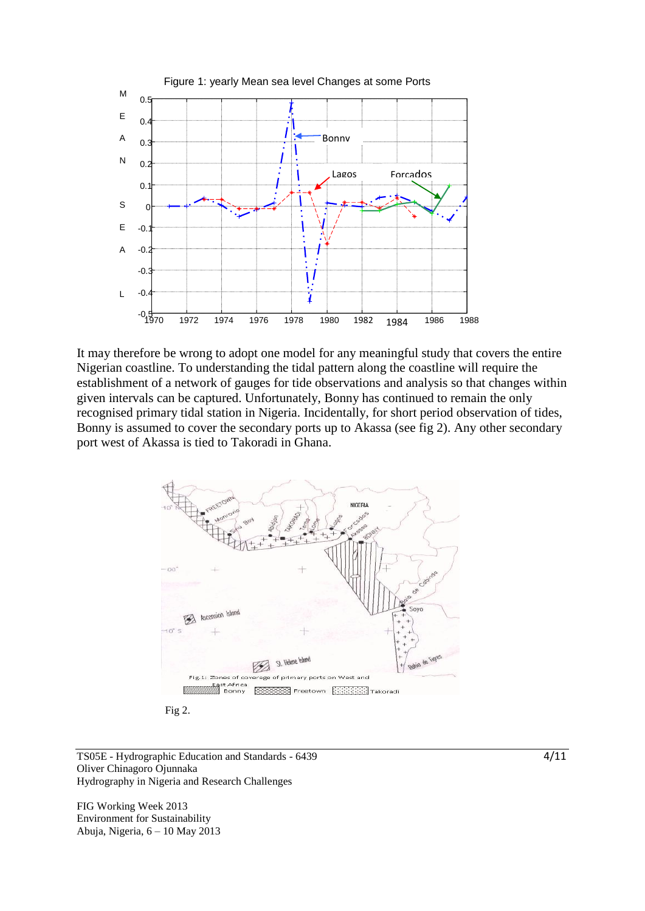Figure 1: yearly Mean sea level Changes at some Ports

It may therefore be wrong to adopt one model for any meaningful study that covers the entire Nigerian coastline. To understanding the tidal pattern along the coastline will require the establishment of a network of gauges for tide observations and analysis so that changes within given intervals can be captured. Unfortunately, Bonny has continued to remain the only recognised primary tidal station in Nigeria. Incidentally, for short period observation of tides, Bonny is assumed to cover the secondary ports up to Akassa (see fig 2). Any other secondary port west of Akassa is tied to Takoradi in Ghana.

Fig. 1: Zones of coverage of primary ports on West and East Africa

Fig 2.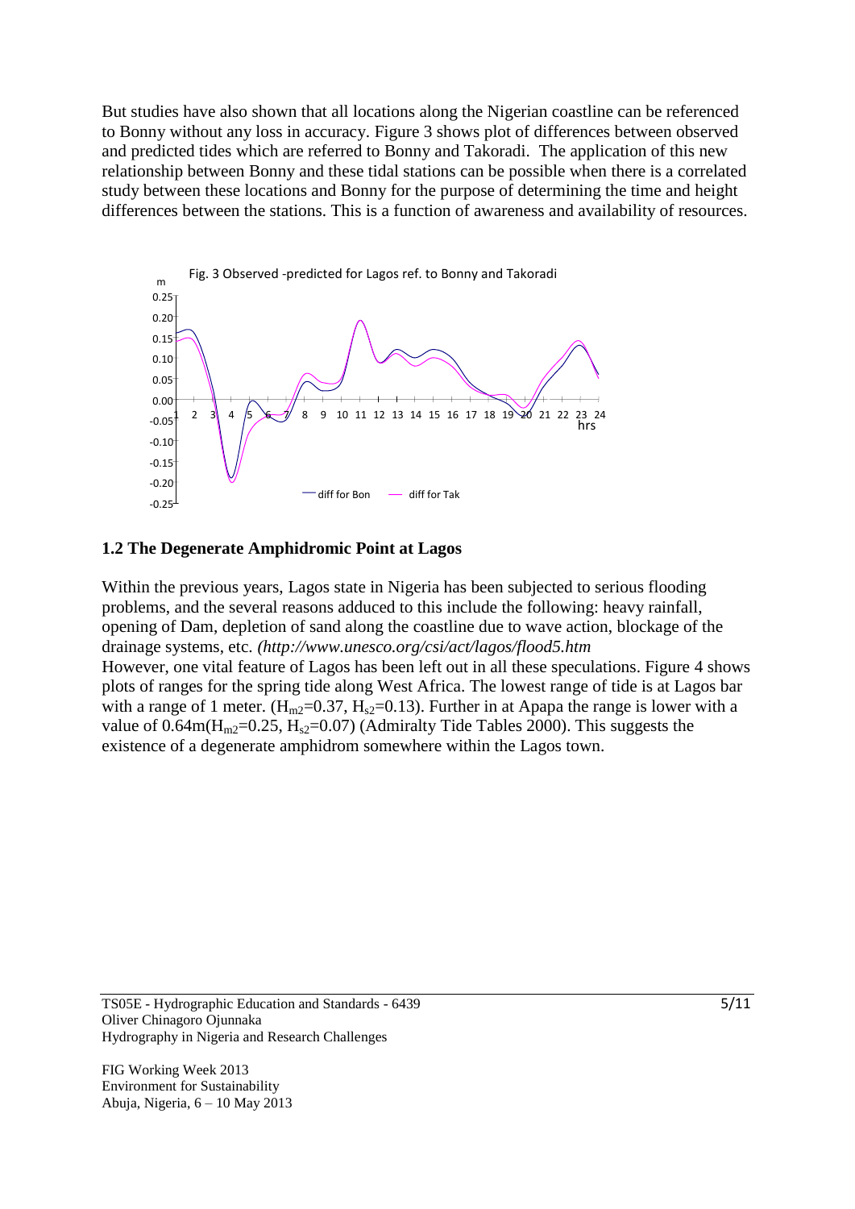But studies have also shown that all locations along the Nigerian coastline can be referenced to Bonny without any loss in accuracy. Figure 3 shows plot of differences between observed and predicted tides which are referred to Bonny and Takoradi. The application of this new relationship between Bonny and these tidal stations can be possible when there is a correlated study between these locations and Bonny for the purpose of determining the time and height differences between the stations. This is a function of awareness and availability of resources.

Fig. 3 Observed -predicted for Lagos ref. to Bonny and Takoradi

## 1.2 The Degenerate Amphidromic Point at Lagos

Within the previous years, Lagos state in Nigeria has been subjected to serious flooding problems, and the several reasons adduced to this include the following: heavy rainfall, opening of Dam, depletion of sand along the coastline due to wave action, blockage of the drainage systems, etc. *(http://www.unesco.org/csi/act/lagos/flood5.htm*

However, one vital feature of Lagos has been left out in all these speculations. Figure 4 shows plots of ranges for the spring tide along West Africa. The lowest range of tide is at Lagos bar with a range of 1 meter. ($H_{m2}$=0.37, $H_{s2}$=0.13). Further in at Apapa the range is lower with a value of 0.64m($H_{m2}$=0.25, $H_{s2}$=0.07) (Admiralty Tide Tables 2000). This suggests the existence of a degenerate amphidrom somewhere within the Lagos town.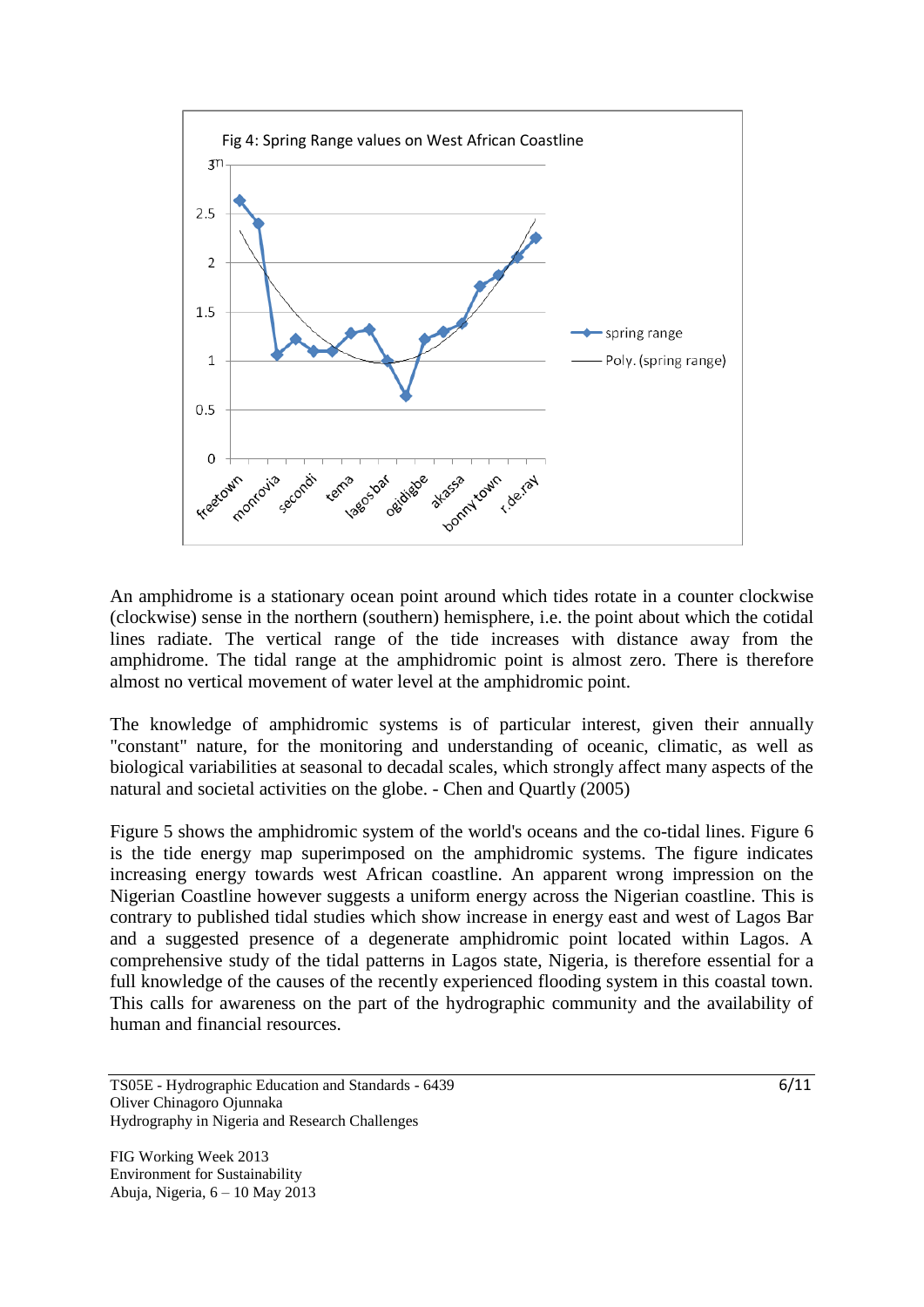Fig 4: Spring Range values on West African Coastline

An amphidrome is a stationary ocean point around which tides rotate in a counter clockwise (clockwise) sense in the northern (southern) hemisphere, i.e. the point about which the cotidal lines radiate. The vertical range of the tide increases with distance away from the amphidrome. The tidal range at the amphidromic point is almost zero. There is therefore almost no vertical movement of water level at the amphidromic point.

The knowledge of amphidromic systems is of particular interest, given their annually "constant" nature, for the monitoring and understanding of oceanic, climatic, as well as biological variabilities at seasonal to decadal scales, which strongly affect many aspects of the natural and societal activities on the globe. - Chen and Quartly (2005)

Figure 5 shows the amphidromic system of the world's oceans and the co-tidal lines. Figure 6 is the tide energy map superimposed on the amphidromic systems. The figure indicates increasing energy towards west African coastline. An apparent wrong impression on the Nigerian Coastline however suggests a uniform energy across the Nigerian coastline. This is contrary to published tidal studies which show increase in energy east and west of Lagos Bar and a suggested presence of a degenerate amphidromic point located within Lagos. A comprehensive study of the tidal patterns in Lagos state, Nigeria, is therefore essential for a full knowledge of the causes of the recently experienced flooding system in this coastal town. This calls for awareness on the part of the hydrographic community and the availability of human and financial resources.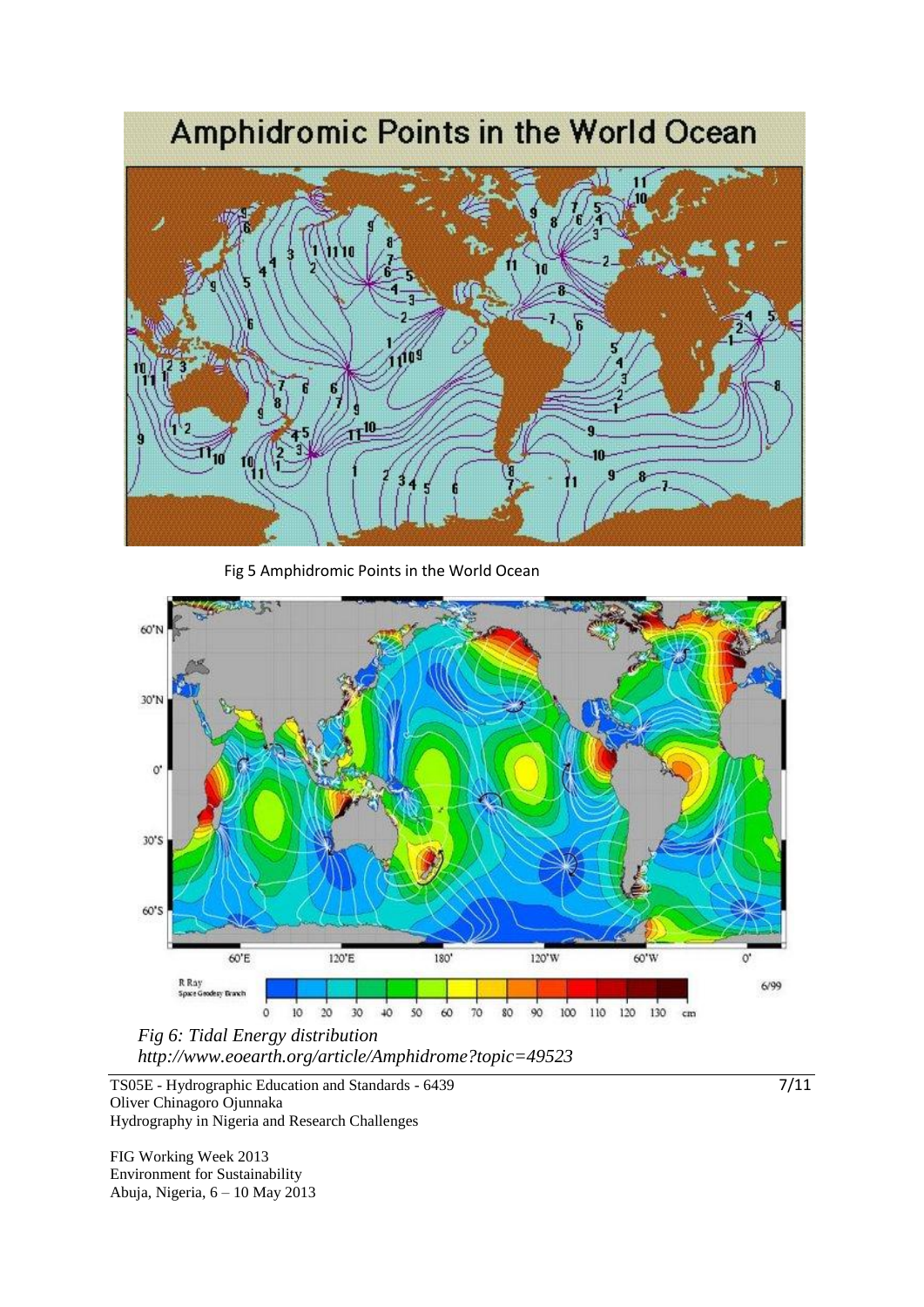Fig 5 Amphidromic Points in the World Ocean

*Fig 6: Tidal Energy distribution*
*http://www.eoearth.org/article/Amphidrome?topic=49523*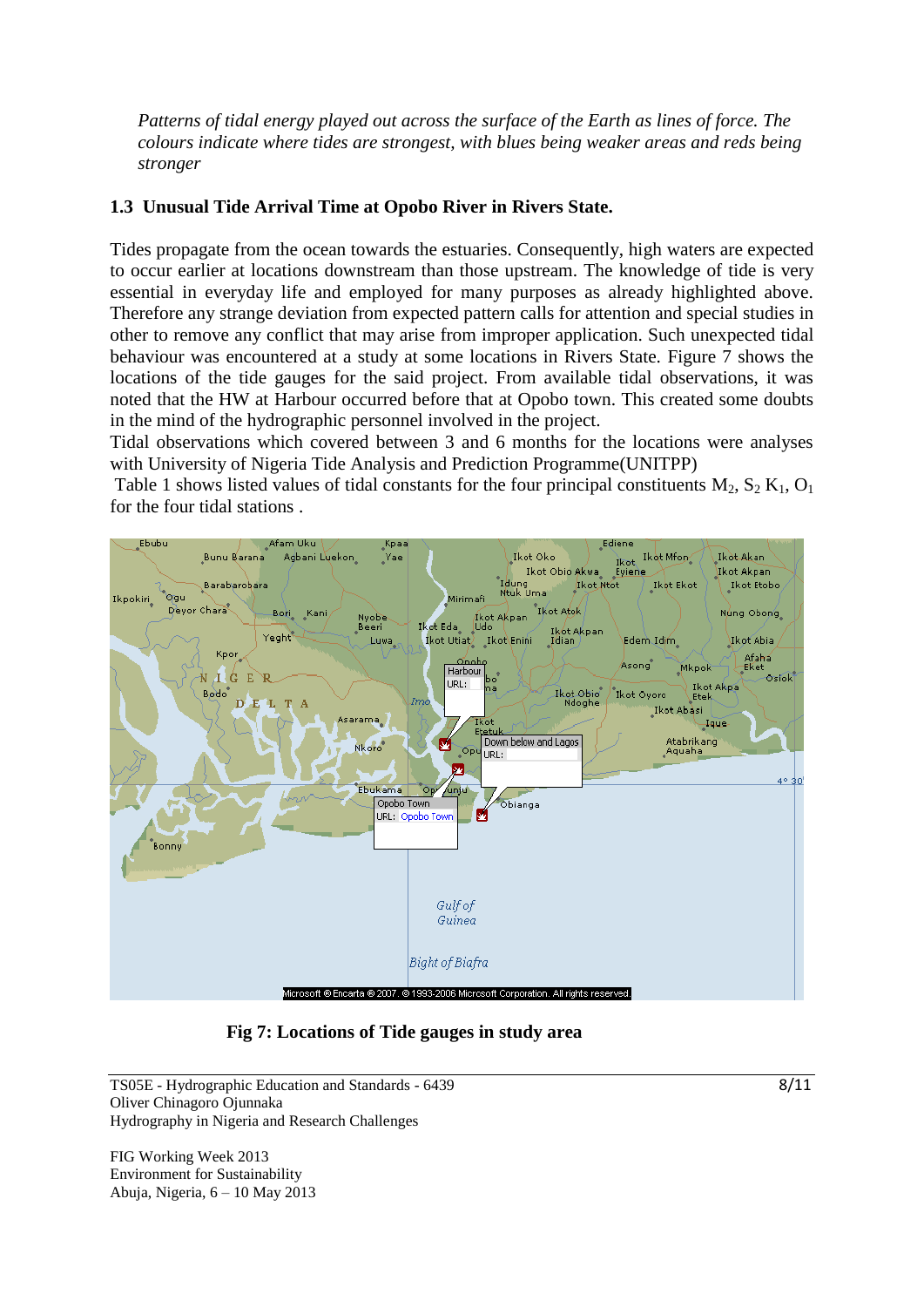*Patterns of tidal energy played out across the surface of the Earth as lines of force. The colours indicate where tides are strongest, with blues being weaker areas and reds being stronger*

### 1.3 Unusual Tide Arrival Time at Opobo River in Rivers State.

Tides propagate from the ocean towards the estuaries. Consequently, high waters are expected to occur earlier at locations downstream than those upstream. The knowledge of tide is very essential in everyday life and employed for many purposes as already highlighted above. Therefore any strange deviation from expected pattern calls for attention and special studies in other to remove any conflict that may arise from improper application. Such unexpected tidal behaviour was encountered at a study at some locations in Rivers State. Figure 7 shows the locations of the tide gauges for the said project. From available tidal observations, it was noted that the HW at Harbour occurred before that at Opobo town. This created some doubts in the mind of the hydrographic personnel involved in the project.

Tidal observations which covered between 3 and 6 months for the locations were analyses with University of Nigeria Tide Analysis and Prediction Programme(UNITPP)

Table 1 shows listed values of tidal constants for the four principal constituents $M_2$, $S_2$ $K_1$, $O_1$ for the four tidal stations .

**Fig 7: Locations of Tide gauges in study area**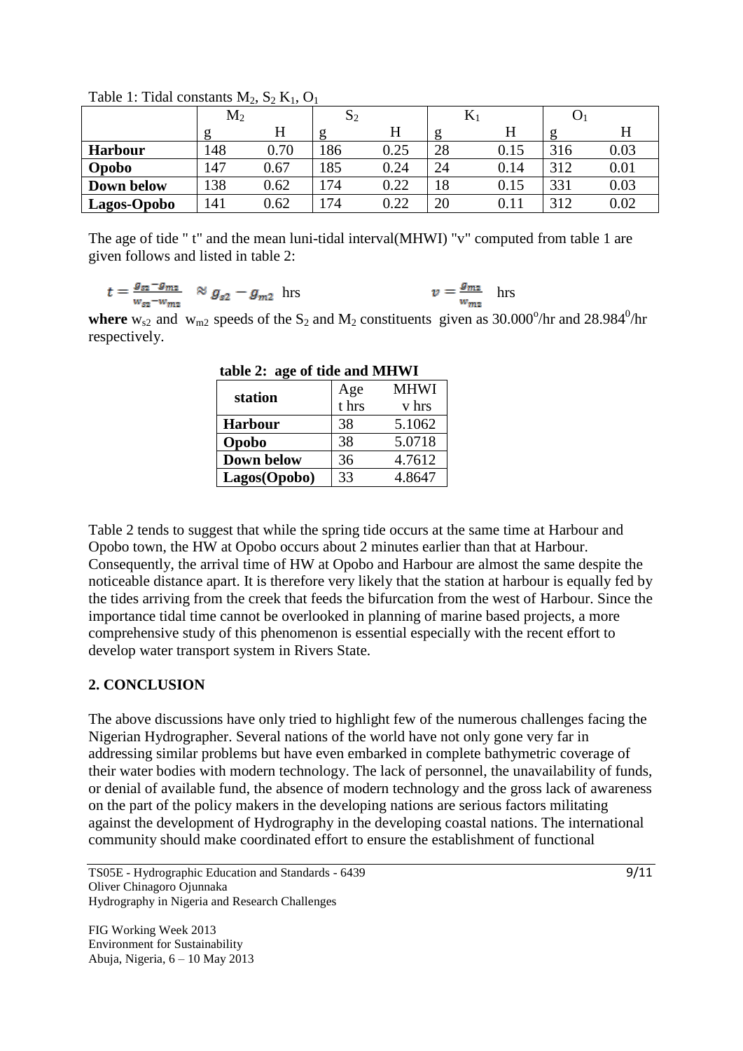Table 1: Tidal constants $M_2$, $S_2$ $K_1$, $O_1$

| | $M_2$ | | $S_2$ | | $K_1$ | | $O_1$ | |
|---|---|---|---|---|---|---|---|---|
| | g | H | g | H | g | H | g | H |
| **Harbour** | 148 | 0.70 | 186 | 0.25 | 28 | 0.15 | 316 | 0.03 |
| **Opobo** | 147 | 0.67 | 185 | 0.24 | 24 | 0.14 | 312 | 0.01 |
| **Down below** | 138 | 0.62 | 174 | 0.22 | 18 | 0.15 | 331 | 0.03 |
| **Lagos-Opobo** | 141 | 0.62 | 174 | 0.22 | 20 | 0.11 | 312 | 0.02 |

The age of tide " t" and the mean luni-tidal interval(MHWI) "v" computed from table 1 are given follows and listed in table 2:

$$t = \frac{g_{s2} - g_{m2}}{w_{s2} - w_{m2}} \approx g_{s2} - g_{m2} \text{ hrs} \qquad v = \frac{g_{m2}}{w_{m2}} \text{ hrs}$$

**where** $w_{s2}$ and $w_{m2}$ speeds of the $S_2$ and $M_2$ constituents given as $30.000^o$/hr and $28.984^0$/hr respectively.

**table 2: age of tide and MHWI**

| station | Age t hrs | MHWI v hrs |
|---|---|---|
| **Harbour** | 38 | 5.1062 |
| **Opobo** | 38 | 5.0718 |
| **Down below** | 36 | 4.7612 |
| **Lagos(Opobo)** | 33 | 4.8647 |

Table 2 tends to suggest that while the spring tide occurs at the same time at Harbour and Opobo town, the HW at Opobo occurs about 2 minutes earlier than that at Harbour. Consequently, the arrival time of HW at Opobo and Harbour are almost the same despite the noticeable distance apart. It is therefore very likely that the station at harbour is equally fed by the tides arriving from the creek that feeds the bifurcation from the west of Harbour. Since the importance tidal time cannot be overlooked in planning of marine based projects, a more comprehensive study of this phenomenon is essential especially with the recent effort to develop water transport system in Rivers State.

## 2. CONCLUSION

The above discussions have only tried to highlight few of the numerous challenges facing the Nigerian Hydrographer. Several nations of the world have not only gone very far in addressing similar problems but have even embarked in complete bathymetric coverage of their water bodies with modern technology. The lack of personnel, the unavailability of funds, or denial of available fund, the absence of modern technology and the gross lack of awareness on the part of the policy makers in the developing nations are serious factors militating against the development of Hydrography in the developing coastal nations. The international community should make coordinated effort to ensure the establishment of functional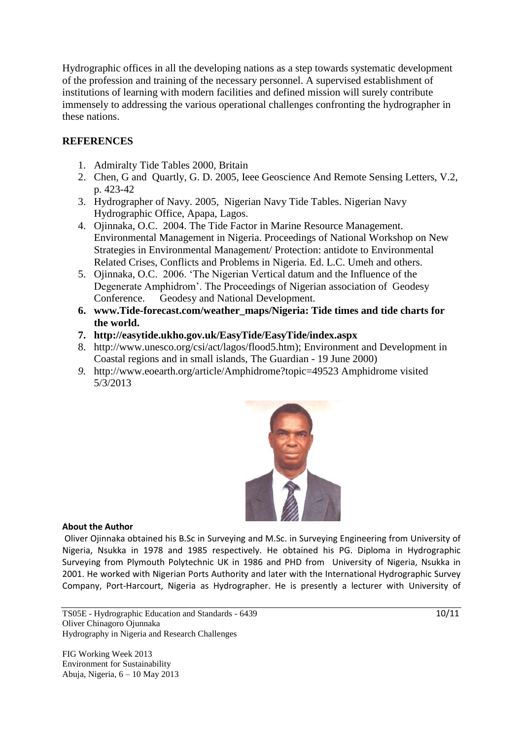Hydrographic offices in all the developing nations as a step towards systematic development of the profession and training of the necessary personnel. A supervised establishment of institutions of learning with modern facilities and defined mission will surely contribute immensely to addressing the various operational challenges confronting the hydrographer in these nations.

## REFERENCES

1. Admiralty Tide Tables 2000, Britain
2. Chen, G and Quartly, G. D. 2005, Ieee Geoscience And Remote Sensing Letters, V.2, p. 423-42
3. Hydrographer of Navy. 2005, Nigerian Navy Tide Tables. Nigerian Navy Hydrographic Office, Apapa, Lagos.
4. Ojinnaka, O.C. 2004. The Tide Factor in Marine Resource Management. Environmental Management in Nigeria. Proceedings of National Workshop on New Strategies in Environmental Management/ Protection: antidote to Environmental Related Crises, Conflicts and Problems in Nigeria. Ed. L.C. Umeh and others.
5. Ojinnaka, O.C. 2006. 'The Nigerian Vertical datum and the Influence of the Degenerate Amphidrom'. The Proceedings of Nigerian association of Geodesy Conference. Geodesy and National Development.
6. **www.Tide-forecast.com/weather_maps/Nigeria: Tide times and tide charts for the world.**
7. **http://easytide.ukho.gov.uk/EasyTide/EasyTide/index.aspx**
8. http://www.unesco.org/csi/act/lagos/flood5.htm); Environment and Development in Coastal regions and in small islands, The Guardian - 19 June 2000)
9. http://www.eoearth.org/article/Amphidrome?topic=49523 Amphidrome visited 5/3/2013

**About the Author**

Oliver Ojinnaka obtained his B.Sc in Surveying and M.Sc. in Surveying Engineering from University of Nigeria, Nsukka in 1978 and 1985 respectively. He obtained his PG. Diploma in Hydrographic Surveying from Plymouth Polytechnic UK in 1986 and PHD from University of Nigeria, Nsukka in 2001. He worked with Nigerian Ports Authority and later with the International Hydrographic Survey Company, Port-Harcourt, Nigeria as Hydrographer. He is presently a lecturer with University of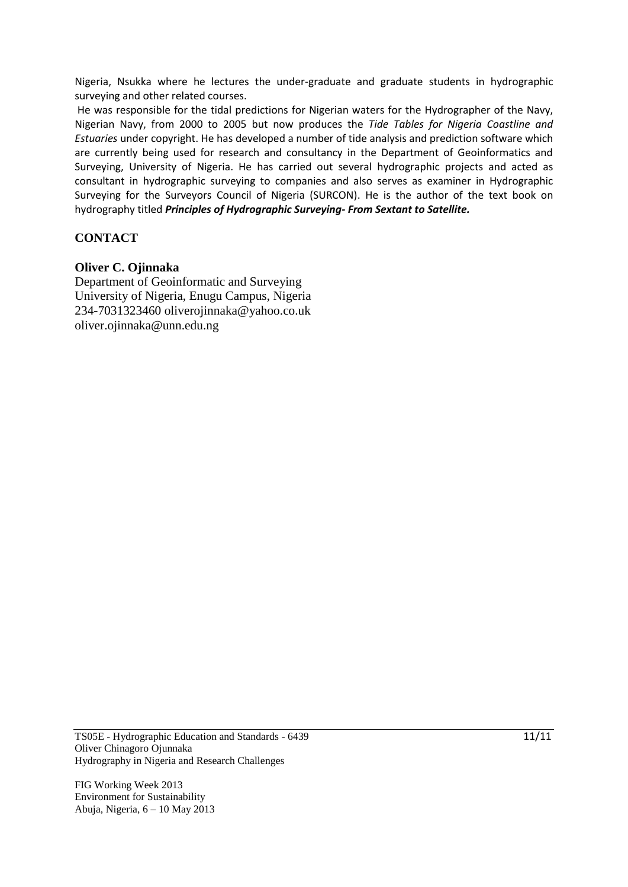Nigeria, Nsukka where he lectures the under-graduate and graduate students in hydrographic surveying and other related courses.

He was responsible for the tidal predictions for Nigerian waters for the Hydrographer of the Navy, Nigerian Navy, from 2000 to 2005 but now produces the *Tide Tables for Nigeria Coastline and Estuaries* under copyright. He has developed a number of tide analysis and prediction software which are currently being used for research and consultancy in the Department of Geoinformatics and Surveying, University of Nigeria. He has carried out several hydrographic projects and acted as consultant in hydrographic surveying to companies and also serves as examiner in Hydrographic Surveying for the Surveyors Council of Nigeria (SURCON). He is the author of the text book on hydrography titled ***Principles of Hydrographic Surveying- From Sextant to Satellite.***

## CONTACT

**Oliver C. Ojinnaka**
Department of Geoinformatic and Surveying
University of Nigeria, Enugu Campus, Nigeria
234-7031323460 oliverojinnaka@yahoo.co.uk
oliver.ojinnaka@unn.edu.ng